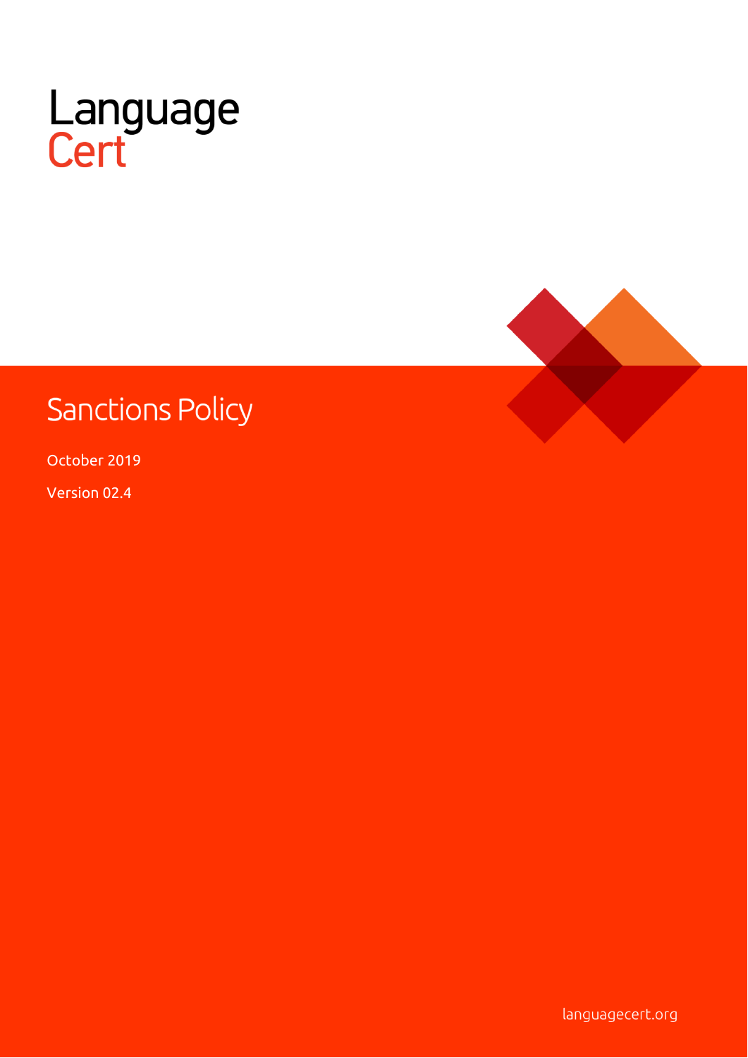LanguageCert

# Sanctions Policy

October 2019

Version 02.4

languagecert.org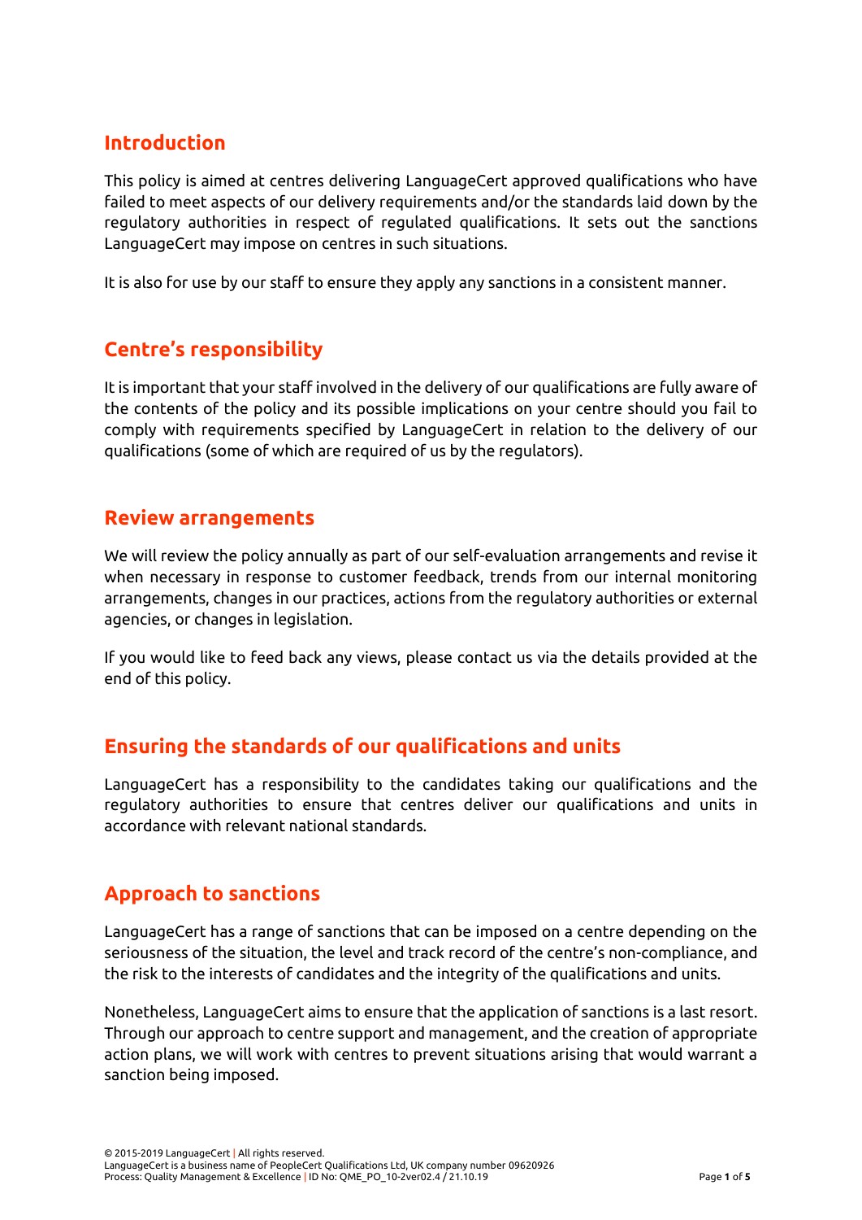## Introduction

This policy is aimed at centres delivering LanguageCert approved qualifications who have failed to meet aspects of our delivery requirements and/or the standards laid down by the regulatory authorities in respect of regulated qualifications. It sets out the sanctions LanguageCert may impose on centres in such situations.

It is also for use by our staff to ensure they apply any sanctions in a consistent manner.

## Centre's responsibility

It is important that your staff involved in the delivery of our qualifications are fully aware of the contents of the policy and its possible implications on your centre should you fail to comply with requirements specified by LanguageCert in relation to the delivery of our qualifications (some of which are required of us by the regulators).

## Review arrangements

We will review the policy annually as part of our self-evaluation arrangements and revise it when necessary in response to customer feedback, trends from our internal monitoring arrangements, changes in our practices, actions from the regulatory authorities or external agencies, or changes in legislation.

If you would like to feed back any views, please contact us via the details provided at the end of this policy.

## Ensuring the standards of our qualifications and units

LanguageCert has a responsibility to the candidates taking our qualifications and the regulatory authorities to ensure that centres deliver our qualifications and units in accordance with relevant national standards.

## Approach to sanctions

LanguageCert has a range of sanctions that can be imposed on a centre depending on the seriousness of the situation, the level and track record of the centre's non-compliance, and the risk to the interests of candidates and the integrity of the qualifications and units.

Nonetheless, LanguageCert aims to ensure that the application of sanctions is a last resort. Through our approach to centre support and management, and the creation of appropriate action plans, we will work with centres to prevent situations arising that would warrant a sanction being imposed.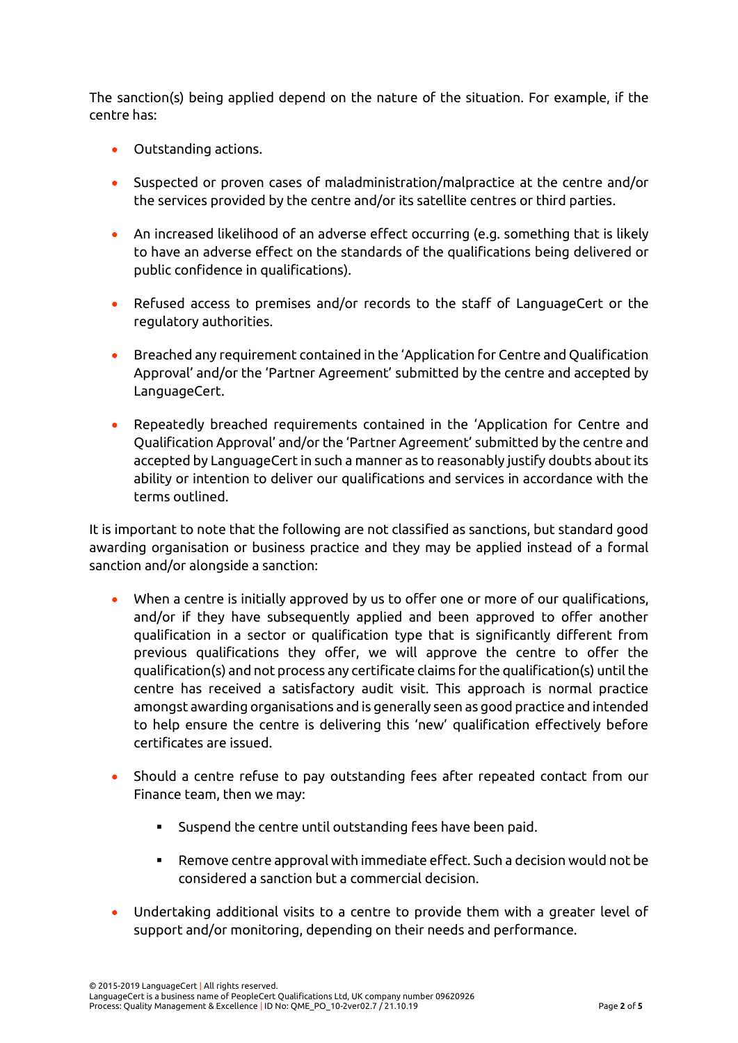The sanction(s) being applied depend on the nature of the situation. For example, if the centre has:

- Outstanding actions.
- Suspected or proven cases of maladministration/malpractice at the centre and/or the services provided by the centre and/or its satellite centres or third parties.
- An increased likelihood of an adverse effect occurring (e.g. something that is likely to have an adverse effect on the standards of the qualifications being delivered or public confidence in qualifications).
- Refused access to premises and/or records to the staff of LanguageCert or the regulatory authorities.
- Breached any requirement contained in the 'Application for Centre and Qualification Approval' and/or the 'Partner Agreement' submitted by the centre and accepted by LanguageCert.
- Repeatedly breached requirements contained in the 'Application for Centre and Qualification Approval' and/or the 'Partner Agreement' submitted by the centre and accepted by LanguageCert in such a manner as to reasonably justify doubts about its ability or intention to deliver our qualifications and services in accordance with the terms outlined.

It is important to note that the following are not classified as sanctions, but standard good awarding organisation or business practice and they may be applied instead of a formal sanction and/or alongside a sanction:

- When a centre is initially approved by us to offer one or more of our qualifications, and/or if they have subsequently applied and been approved to offer another qualification in a sector or qualification type that is significantly different from previous qualifications they offer, we will approve the centre to offer the qualification(s) and not process any certificate claims for the qualification(s) until the centre has received a satisfactory audit visit. This approach is normal practice amongst awarding organisations and is generally seen as good practice and intended to help ensure the centre is delivering this 'new' qualification effectively before certificates are issued.
- Should a centre refuse to pay outstanding fees after repeated contact from our Finance team, then we may:
  - Suspend the centre until outstanding fees have been paid.
  - Remove centre approval with immediate effect. Such a decision would not be considered a sanction but a commercial decision.
- Undertaking additional visits to a centre to provide them with a greater level of support and/or monitoring, depending on their needs and performance.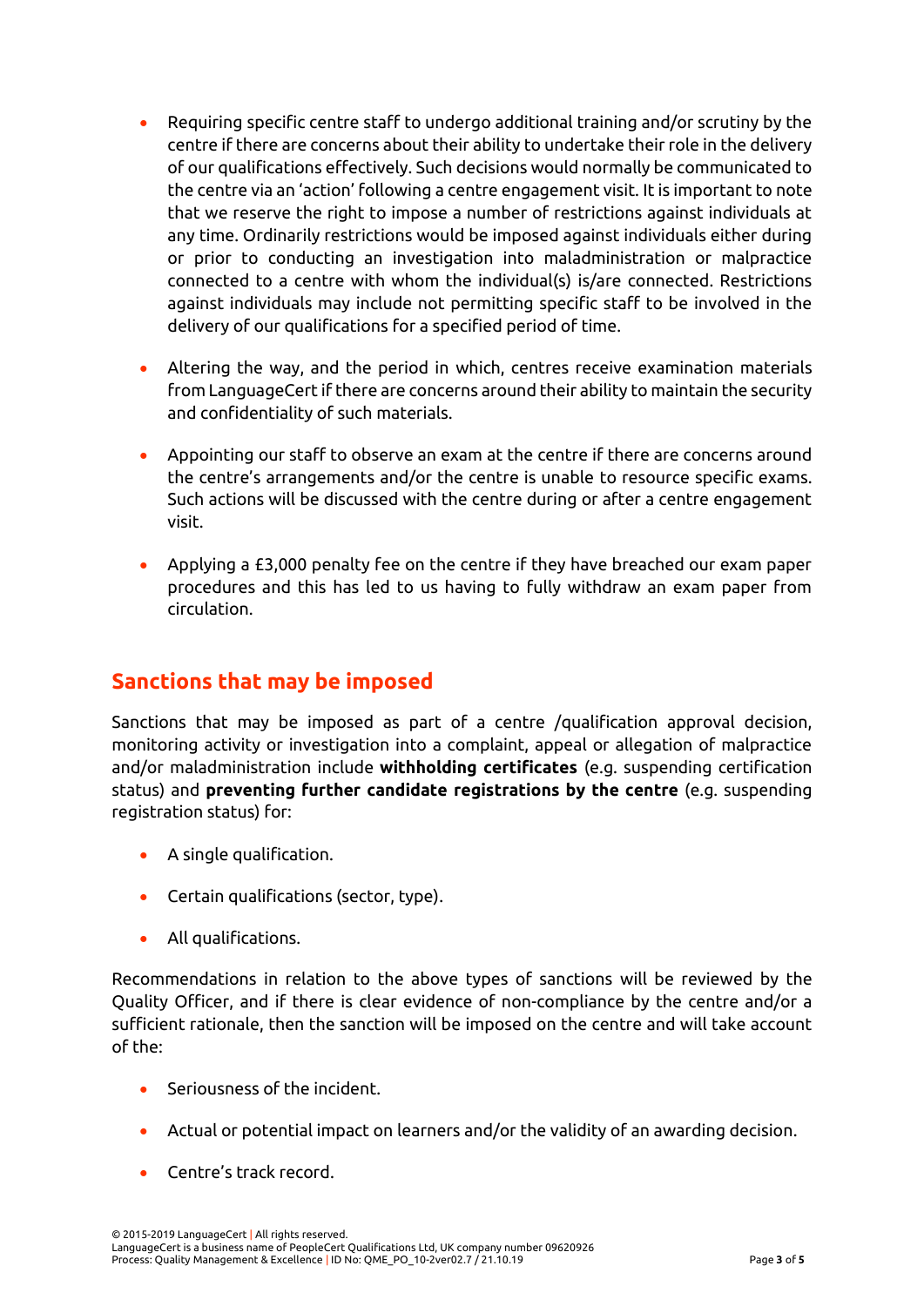- Requiring specific centre staff to undergo additional training and/or scrutiny by the centre if there are concerns about their ability to undertake their role in the delivery of our qualifications effectively. Such decisions would normally be communicated to the centre via an 'action' following a centre engagement visit. It is important to note that we reserve the right to impose a number of restrictions against individuals at any time. Ordinarily restrictions would be imposed against individuals either during or prior to conducting an investigation into maladministration or malpractice connected to a centre with whom the individual(s) is/are connected. Restrictions against individuals may include not permitting specific staff to be involved in the delivery of our qualifications for a specified period of time.

- Altering the way, and the period in which, centres receive examination materials from LanguageCert if there are concerns around their ability to maintain the security and confidentiality of such materials.

- Appointing our staff to observe an exam at the centre if there are concerns around the centre's arrangements and/or the centre is unable to resource specific exams. Such actions will be discussed with the centre during or after a centre engagement visit.

- Applying a £3,000 penalty fee on the centre if they have breached our exam paper procedures and this has led to us having to fully withdraw an exam paper from circulation.

## Sanctions that may be imposed

Sanctions that may be imposed as part of a centre /qualification approval decision, monitoring activity or investigation into a complaint, appeal or allegation of malpractice and/or maladministration include **withholding certificates** (e.g. suspending certification status) and **preventing further candidate registrations by the centre** (e.g. suspending registration status) for:

- A single qualification.

- Certain qualifications (sector, type).

- All qualifications.

Recommendations in relation to the above types of sanctions will be reviewed by the Quality Officer, and if there is clear evidence of non-compliance by the centre and/or a sufficient rationale, then the sanction will be imposed on the centre and will take account of the:

- Seriousness of the incident.

- Actual or potential impact on learners and/or the validity of an awarding decision.

- Centre's track record.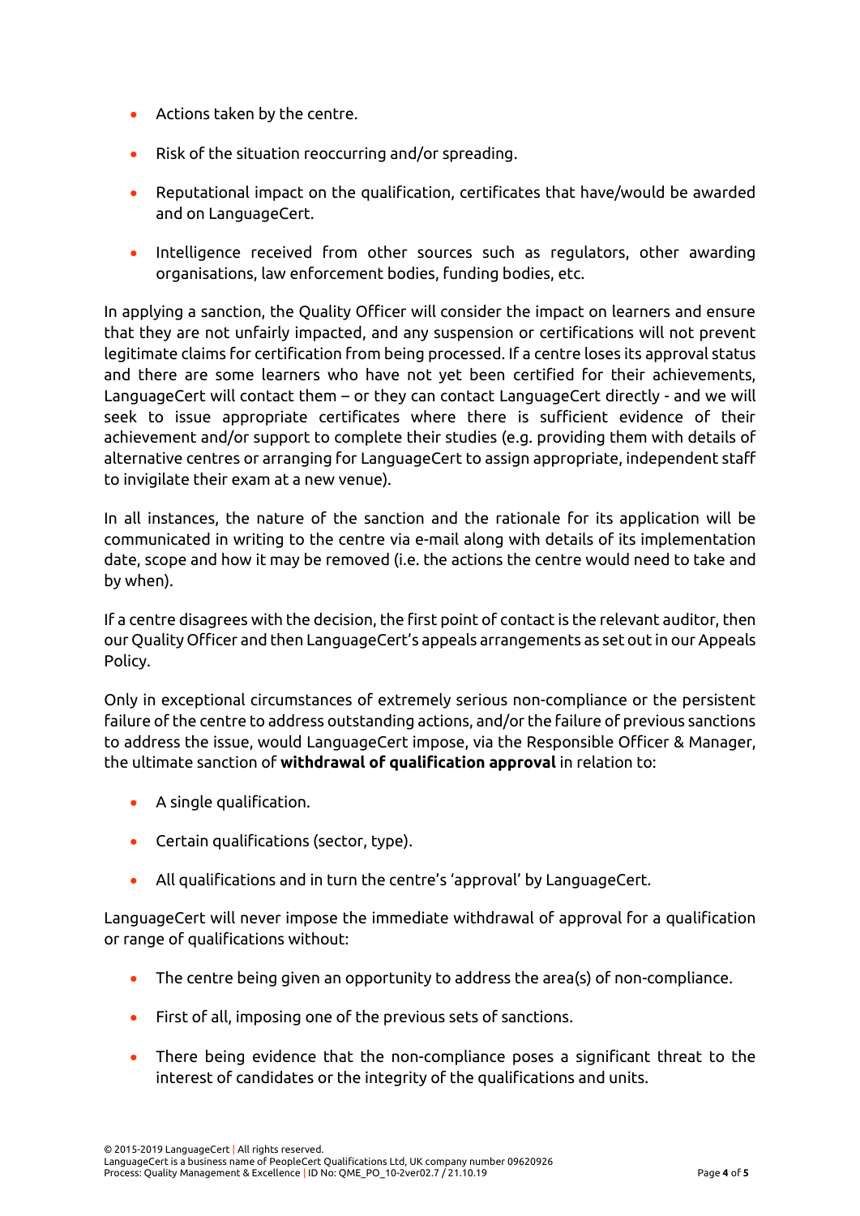- Actions taken by the centre.
- Risk of the situation reoccurring and/or spreading.
- Reputational impact on the qualification, certificates that have/would be awarded and on LanguageCert.
- Intelligence received from other sources such as regulators, other awarding organisations, law enforcement bodies, funding bodies, etc.

In applying a sanction, the Quality Officer will consider the impact on learners and ensure that they are not unfairly impacted, and any suspension or certifications will not prevent legitimate claims for certification from being processed. If a centre loses its approval status and there are some learners who have not yet been certified for their achievements, LanguageCert will contact them – or they can contact LanguageCert directly - and we will seek to issue appropriate certificates where there is sufficient evidence of their achievement and/or support to complete their studies (e.g. providing them with details of alternative centres or arranging for LanguageCert to assign appropriate, independent staff to invigilate their exam at a new venue).

In all instances, the nature of the sanction and the rationale for its application will be communicated in writing to the centre via e-mail along with details of its implementation date, scope and how it may be removed (i.e. the actions the centre would need to take and by when).

If a centre disagrees with the decision, the first point of contact is the relevant auditor, then our Quality Officer and then LanguageCert's appeals arrangements as set out in our Appeals Policy.

Only in exceptional circumstances of extremely serious non-compliance or the persistent failure of the centre to address outstanding actions, and/or the failure of previous sanctions to address the issue, would LanguageCert impose, via the Responsible Officer & Manager, the ultimate sanction of **withdrawal of qualification approval** in relation to:

- A single qualification.
- Certain qualifications (sector, type).
- All qualifications and in turn the centre's 'approval' by LanguageCert.

LanguageCert will never impose the immediate withdrawal of approval for a qualification or range of qualifications without:

- The centre being given an opportunity to address the area(s) of non-compliance.
- First of all, imposing one of the previous sets of sanctions.
- There being evidence that the non-compliance poses a significant threat to the interest of candidates or the integrity of the qualifications and units.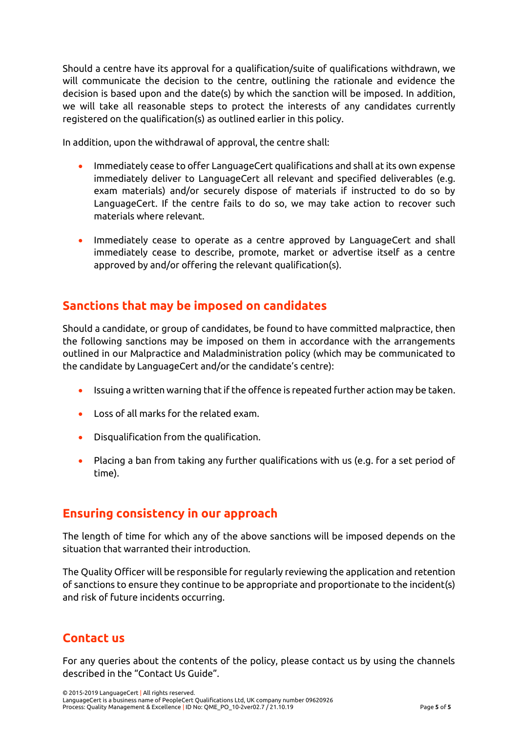Should a centre have its approval for a qualification/suite of qualifications withdrawn, we will communicate the decision to the centre, outlining the rationale and evidence the decision is based upon and the date(s) by which the sanction will be imposed. In addition, we will take all reasonable steps to protect the interests of any candidates currently registered on the qualification(s) as outlined earlier in this policy.

In addition, upon the withdrawal of approval, the centre shall:

- Immediately cease to offer LanguageCert qualifications and shall at its own expense immediately deliver to LanguageCert all relevant and specified deliverables (e.g. exam materials) and/or securely dispose of materials if instructed to do so by LanguageCert. If the centre fails to do so, we may take action to recover such materials where relevant.

- Immediately cease to operate as a centre approved by LanguageCert and shall immediately cease to describe, promote, market or advertise itself as a centre approved by and/or offering the relevant qualification(s).

## Sanctions that may be imposed on candidates

Should a candidate, or group of candidates, be found to have committed malpractice, then the following sanctions may be imposed on them in accordance with the arrangements outlined in our Malpractice and Maladministration policy (which may be communicated to the candidate by LanguageCert and/or the candidate's centre):

- Issuing a written warning that if the offence is repeated further action may be taken.

- Loss of all marks for the related exam.

- Disqualification from the qualification.

- Placing a ban from taking any further qualifications with us (e.g. for a set period of time).

## Ensuring consistency in our approach

The length of time for which any of the above sanctions will be imposed depends on the situation that warranted their introduction.

The Quality Officer will be responsible for regularly reviewing the application and retention of sanctions to ensure they continue to be appropriate and proportionate to the incident(s) and risk of future incidents occurring.

## Contact us

For any queries about the contents of the policy, please contact us by using the channels described in the "Contact Us Guide".

© 2015-2019 LanguageCert | All rights reserved.
LanguageCert is a business name of PeopleCert Qualifications Ltd, UK company number 09620926
Process: Quality Management & Excellence | ID No: QME_PO_10-2ver02.7 / 21.10.19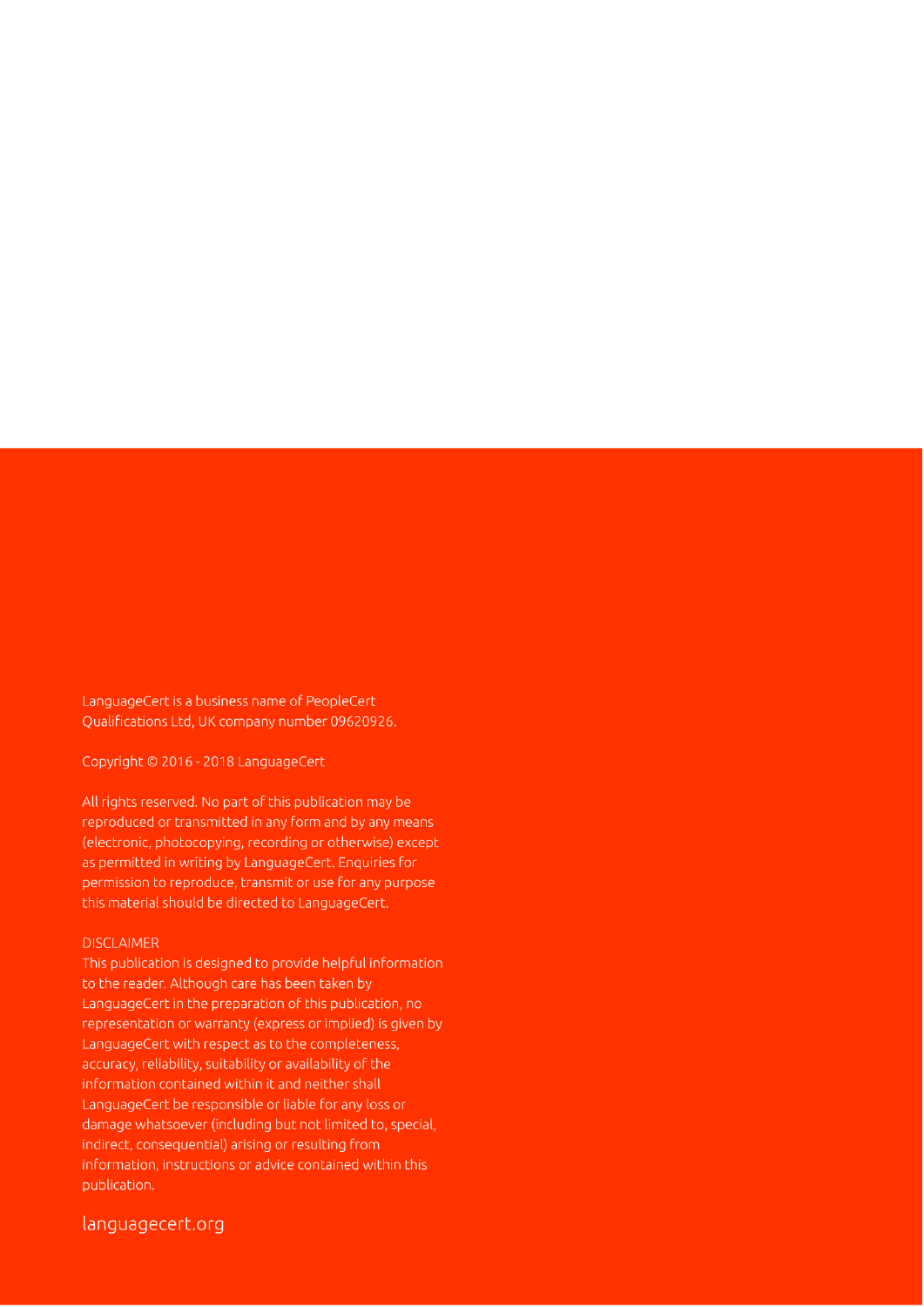LanguageCert is a business name of PeopleCert Qualifications Ltd, UK company number 09620926.

Copyright © 2016 - 2018 LanguageCert

All rights reserved. No part of this publication may be reproduced or transmitted in any form and by any means (electronic, photocopying, recording or otherwise) except as permitted in writing by LanguageCert. Enquiries for permission to reproduce, transmit or use for any purpose this material should be directed to LanguageCert.

DISCLAIMER
This publication is designed to provide helpful information to the reader. Although care has been taken by LanguageCert in the preparation of this publication, no representation or warranty (express or implied) is given by LanguageCert with respect as to the completeness, accuracy, reliability, suitability or availability of the information contained within it and neither shall LanguageCert be responsible or liable for any loss or damage whatsoever (including but not limited to, special, indirect, consequential) arising or resulting from information, instructions or advice contained within this publication.

languagecert.org